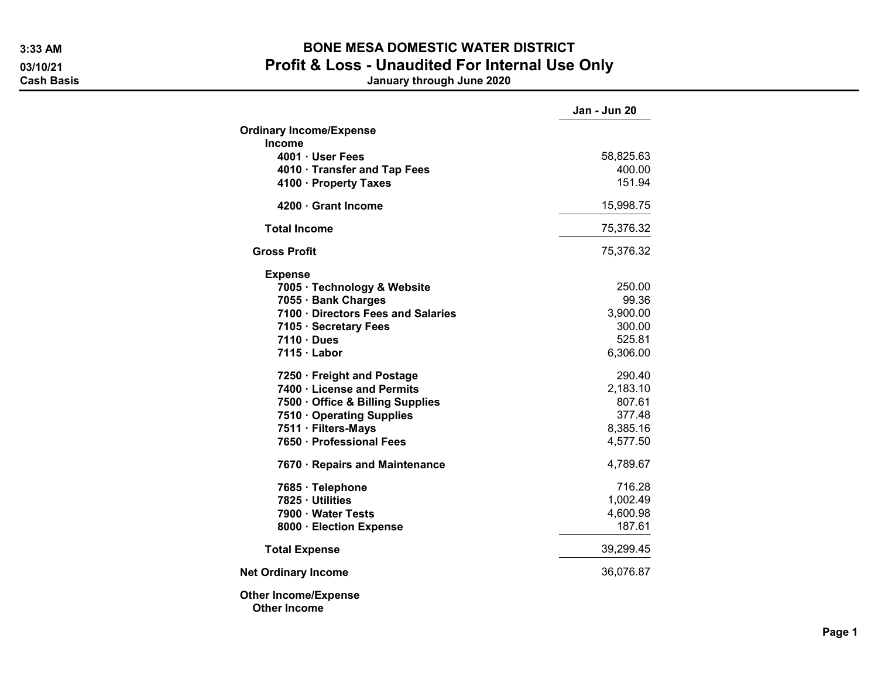# BONE MESA DOMESTIC WATER DISTRICT

## Profit & Loss - Unaudited For Internal Use Only

### January through June 2020

3:33 AM
03/10/21
Cash Basis

| | Jan - Jun 20 |
|---|---|
| **Ordinary Income/Expense** | |
| **Income** | |
| **4001 · User Fees** | 58,825.63 |
| **4010 · Transfer and Tap Fees** | 400.00 |
| **4100 · Property Taxes** | 151.94 |
| **4200 · Grant Income** | 15,998.75 |
| **Total Income** | 75,376.32 |
| **Gross Profit** | 75,376.32 |
| **Expense** | |
| **7005 · Technology & Website** | 250.00 |
| **7055 · Bank Charges** | 99.36 |
| **7100 · Directors Fees and Salaries** | 3,900.00 |
| **7105 · Secretary Fees** | 300.00 |
| **7110 · Dues** | 525.81 |
| **7115 · Labor** | 6,306.00 |
| **7250 · Freight and Postage** | 290.40 |
| **7400 · License and Permits** | 2,183.10 |
| **7500 · Office & Billing Supplies** | 807.61 |
| **7510 · Operating Supplies** | 377.48 |
| **7511 · Filters-Mays** | 8,385.16 |
| **7650 · Professional Fees** | 4,577.50 |
| **7670 · Repairs and Maintenance** | 4,789.67 |
| **7685 · Telephone** | 716.28 |
| **7825 · Utilities** | 1,002.49 |
| **7900 · Water Tests** | 4,600.98 |
| **8000 · Election Expense** | 187.61 |
| **Total Expense** | 39,299.45 |
| **Net Ordinary Income** | 36,076.87 |
| **Other Income/Expense** | |
| **Other Income** | |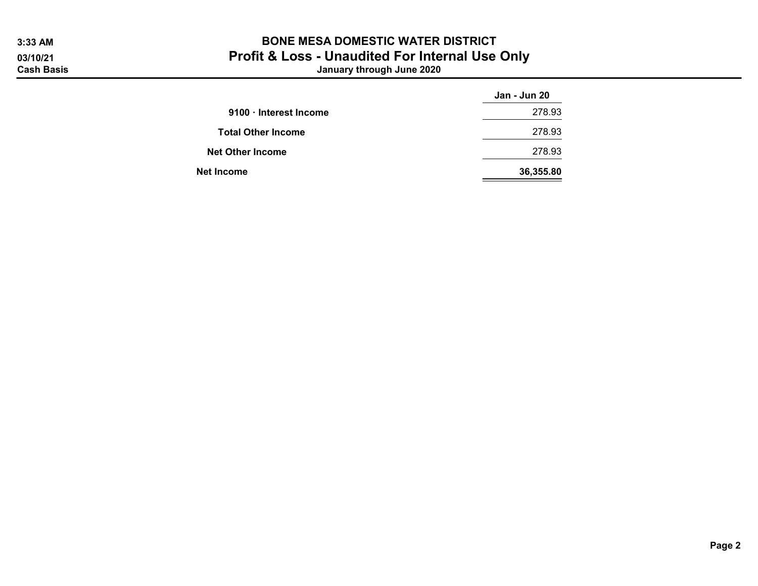# BONE MESA DOMESTIC WATER DISTRICT

## Profit & Loss - Unaudited For Internal Use Only

**January through June 2020**

3:33 AM
03/10/21
Cash Basis

| | Jan - Jun 20 |
|---|---|
| 9100 · Interest Income | 278.93 |
| Total Other Income | 278.93 |
| Net Other Income | 278.93 |
| **Net Income** | **36,355.80** |